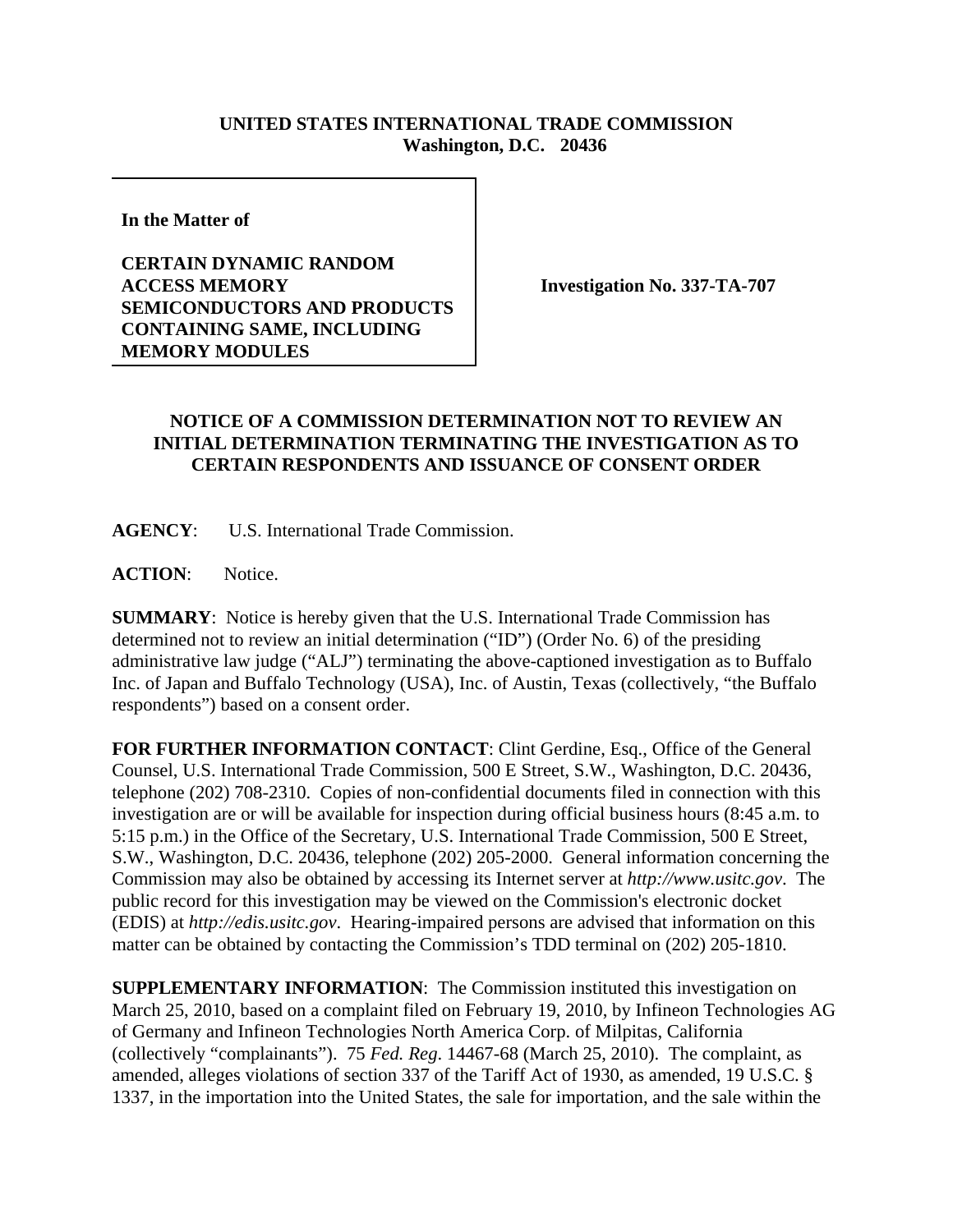**UNITED STATES INTERNATIONAL TRADE COMMISSION**
**Washington, D.C. 20436**

**In the Matter of**

**CERTAIN DYNAMIC RANDOM ACCESS MEMORY SEMICONDUCTORS AND PRODUCTS CONTAINING SAME, INCLUDING MEMORY MODULES**

**Investigation No. 337-TA-707**

**NOTICE OF A COMMISSION DETERMINATION NOT TO REVIEW AN INITIAL DETERMINATION TERMINATING THE INVESTIGATION AS TO CERTAIN RESPONDENTS AND ISSUANCE OF CONSENT ORDER**

**AGENCY**: U.S. International Trade Commission.

**ACTION**: Notice.

**SUMMARY**: Notice is hereby given that the U.S. International Trade Commission has determined not to review an initial determination ("ID") (Order No. 6) of the presiding administrative law judge ("ALJ") terminating the above-captioned investigation as to Buffalo Inc. of Japan and Buffalo Technology (USA), Inc. of Austin, Texas (collectively, "the Buffalo respondents") based on a consent order.

**FOR FURTHER INFORMATION CONTACT**: Clint Gerdine, Esq., Office of the General Counsel, U.S. International Trade Commission, 500 E Street, S.W., Washington, D.C. 20436, telephone (202) 708-2310. Copies of non-confidential documents filed in connection with this investigation are or will be available for inspection during official business hours (8:45 a.m. to 5:15 p.m.) in the Office of the Secretary, U.S. International Trade Commission, 500 E Street, S.W., Washington, D.C. 20436, telephone (202) 205-2000. General information concerning the Commission may also be obtained by accessing its Internet server at *http://www.usitc.gov*. The public record for this investigation may be viewed on the Commission's electronic docket (EDIS) at *http://edis.usitc.gov*. Hearing-impaired persons are advised that information on this matter can be obtained by contacting the Commission's TDD terminal on (202) 205-1810.

**SUPPLEMENTARY INFORMATION**: The Commission instituted this investigation on March 25, 2010, based on a complaint filed on February 19, 2010, by Infineon Technologies AG of Germany and Infineon Technologies North America Corp. of Milpitas, California (collectively "complainants"). 75 *Fed. Reg*. 14467-68 (March 25, 2010). The complaint, as amended, alleges violations of section 337 of the Tariff Act of 1930, as amended, 19 U.S.C. § 1337, in the importation into the United States, the sale for importation, and the sale within the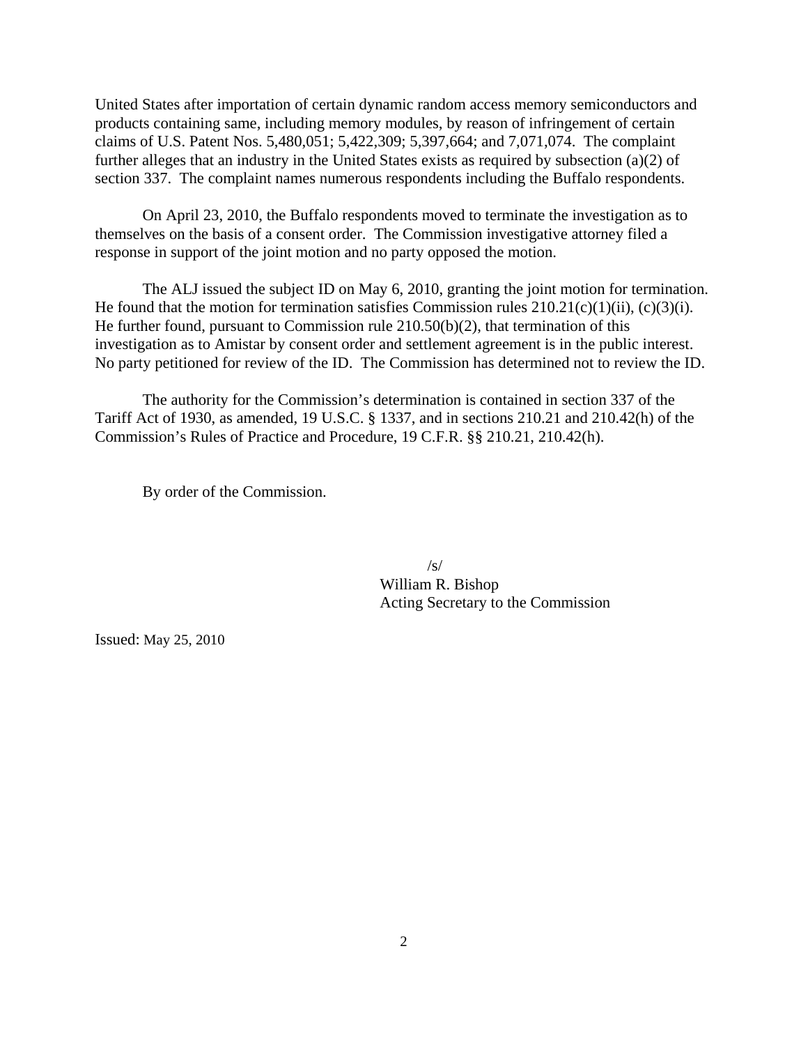United States after importation of certain dynamic random access memory semiconductors and products containing same, including memory modules, by reason of infringement of certain claims of U.S. Patent Nos. 5,480,051; 5,422,309; 5,397,664; and 7,071,074. The complaint further alleges that an industry in the United States exists as required by subsection (a)(2) of section 337. The complaint names numerous respondents including the Buffalo respondents.

On April 23, 2010, the Buffalo respondents moved to terminate the investigation as to themselves on the basis of a consent order. The Commission investigative attorney filed a response in support of the joint motion and no party opposed the motion.

The ALJ issued the subject ID on May 6, 2010, granting the joint motion for termination. He found that the motion for termination satisfies Commission rules 210.21(c)(1)(ii), (c)(3)(i). He further found, pursuant to Commission rule 210.50(b)(2), that termination of this investigation as to Amistar by consent order and settlement agreement is in the public interest. No party petitioned for review of the ID. The Commission has determined not to review the ID.

The authority for the Commission's determination is contained in section 337 of the Tariff Act of 1930, as amended, 19 U.S.C. § 1337, and in sections 210.21 and 210.42(h) of the Commission's Rules of Practice and Procedure, 19 C.F.R. §§ 210.21, 210.42(h).

By order of the Commission.

/s/
William R. Bishop
Acting Secretary to the Commission

Issued: May 25, 2010